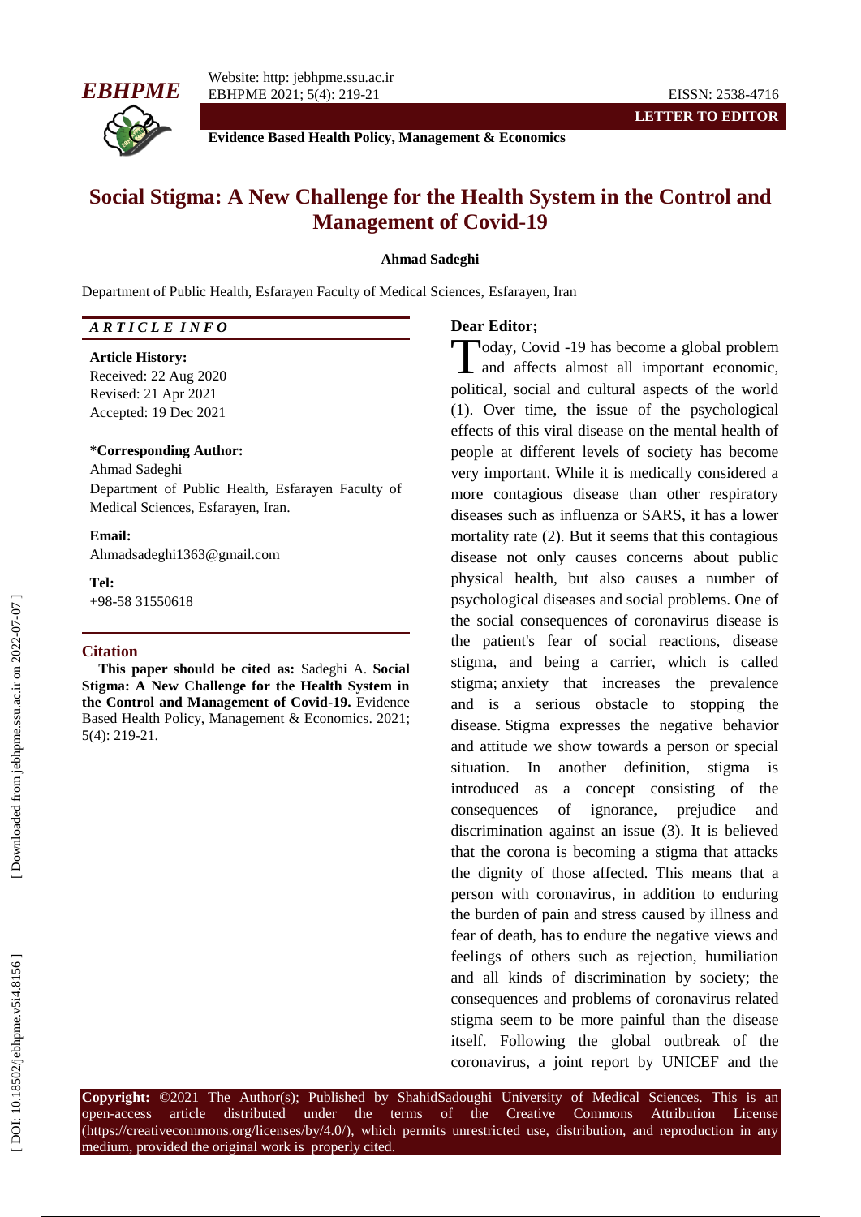**LETTER TO EDITOR**

# Social Stigma: A New Challenge for the Health System in the Control and Management of Covid-19

**Ahmad Sadeghi**

Department of Public Health, Esfarayen Faculty of Medical Sciences, Esfarayen, Iran

*ARTICLE INFO*

**Article History:**
Received: 22 Aug 2020
Revised: 21 Apr 2021
Accepted: 19 Dec 2021

**\*Corresponding Author:**
Ahmad Sadeghi
Department of Public Health, Esfarayen Faculty of Medical Sciences, Esfarayen, Iran.

**Email:**
Ahmadsadeghi1363@gmail.com

**Tel:**
+98-58 31550618

## Citation

**This paper should be cited as:** Sadeghi A. **Social Stigma: A New Challenge for the Health System in the Control and Management of Covid-19.** Evidence Based Health Policy, Management & Economics. 2021; 5(4): 219-21.

**Dear Editor;**

Today, Covid -19 has become a global problem and affects almost all important economic, political, social and cultural aspects of the world (1). Over time, the issue of the psychological effects of this viral disease on the mental health of people at different levels of society has become very important. While it is medically considered a more contagious disease than other respiratory diseases such as influenza or SARS, it has a lower mortality rate (2). But it seems that this contagious disease not only causes concerns about public physical health, but also causes a number of psychological diseases and social problems. One of the social consequences of coronavirus disease is the patient's fear of social reactions, disease stigma, and being a carrier, which is called stigma; anxiety that increases the prevalence and is a serious obstacle to stopping the disease. Stigma expresses the negative behavior and attitude we show towards a person or special situation. In another definition, stigma is introduced as a concept consisting of the consequences of ignorance, prejudice and discrimination against an issue (3). It is believed that the corona is becoming a stigma that attacks the dignity of those affected. This means that a person with coronavirus, in addition to enduring the burden of pain and stress caused by illness and fear of death, has to endure the negative views and feelings of others such as rejection, humiliation and all kinds of discrimination by society; the consequences and problems of coronavirus related stigma seem to be more painful than the disease itself. Following the global outbreak of the coronavirus, a joint report by UNICEF and the

**Copyright:** ©2021 The Author(s); Published by ShahidSadoughi University of Medical Sciences. This is an open-access article distributed under the terms of the Creative Commons Attribution License (https://creativecommons.org/licenses/by/4.0/), which permits unrestricted use, distribution, and reproduction in any medium, provided the original work is properly cited.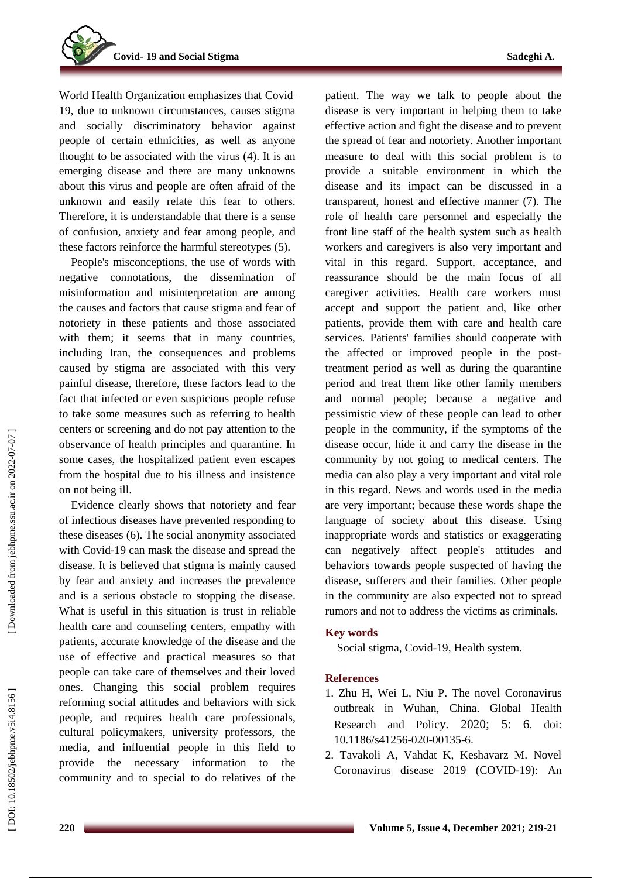World Health Organization emphasizes that Covid-19, due to unknown circumstances, causes stigma and socially discriminatory behavior against people of certain ethnicities, as well as anyone thought to be associated with the virus (4). It is an emerging disease and there are many unknowns about this virus and people are often afraid of the unknown and easily relate this fear to others. Therefore, it is understandable that there is a sense of confusion, anxiety and fear among people, and these factors reinforce the harmful stereotypes (5).

People's misconceptions, the use of words with negative connotations, the dissemination of misinformation and misinterpretation are among the causes and factors that cause stigma and fear of notoriety in these patients and those associated with them; it seems that in many countries, including Iran, the consequences and problems caused by stigma are associated with this very painful disease, therefore, these factors lead to the fact that infected or even suspicious people refuse to take some measures such as referring to health centers or screening and do not pay attention to the observance of health principles and quarantine. In some cases, the hospitalized patient even escapes from the hospital due to his illness and insistence on not being ill.

Evidence clearly shows that notoriety and fear of infectious diseases have prevented responding to these diseases (6). The social anonymity associated with Covid-19 can mask the disease and spread the disease. It is believed that stigma is mainly caused by fear and anxiety and increases the prevalence and is a serious obstacle to stopping the disease. What is useful in this situation is trust in reliable health care and counseling centers, empathy with patients, accurate knowledge of the disease and the use of effective and practical measures so that people can take care of themselves and their loved ones. Changing this social problem requires reforming social attitudes and behaviors with sick people, and requires health care professionals, cultural policymakers, university professors, the media, and influential people in this field to provide the necessary information to the community and to special to do relatives of the patient. The way we talk to people about the disease is very important in helping them to take effective action and fight the disease and to prevent the spread of fear and notoriety. Another important measure to deal with this social problem is to provide a suitable environment in which the disease and its impact can be discussed in a transparent, honest and effective manner (7). The role of health care personnel and especially the front line staff of the health system such as health workers and caregivers is also very important and vital in this regard. Support, acceptance, and reassurance should be the main focus of all caregiver activities. Health care workers must accept and support the patient and, like other patients, provide them with care and health care services. Patients' families should cooperate with the affected or improved people in the post-treatment period as well as during the quarantine period and treat them like other family members and normal people; because a negative and pessimistic view of these people can lead to other people in the community, if the symptoms of the disease occur, hide it and carry the disease in the community by not going to medical centers. The media can also play a very important and vital role in this regard. News and words used in the media are very important; because these words shape the language of society about this disease. Using inappropriate words and statistics or exaggerating can negatively affect people's attitudes and behaviors towards people suspected of having the disease, sufferers and their families. Other people in the community are also expected not to spread rumors and not to address the victims as criminals.

## Key words

Social stigma, Covid-19, Health system.

## References

1. Zhu H, Wei L, Niu P. The novel Coronavirus outbreak in Wuhan, China. Global Health Research and Policy. 2020; 5: 6. doi: 10.1186/s41256-020-00135-6.
2. Tavakoli A, Vahdat K, Keshavarz M. Novel Coronavirus disease 2019 (COVID-19): An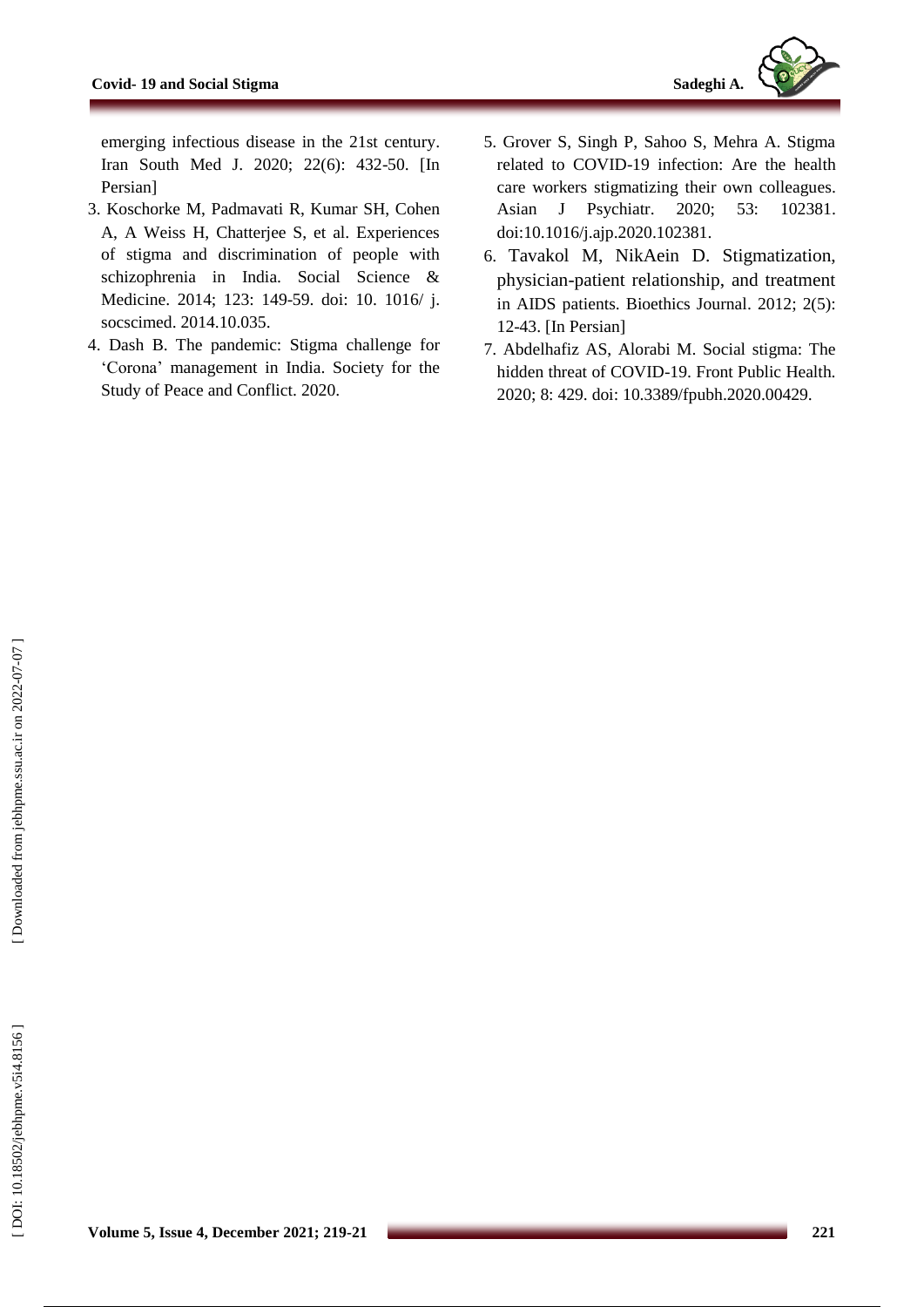emerging infectious disease in the 21st century. Iran South Med J. 2020; 22(6): 432-50. [In Persian]

3. Koschorke M, Padmavati R, Kumar SH, Cohen A, A Weiss H, Chatterjee S, et al. Experiences of stigma and discrimination of people with schizophrenia in India. Social Science & Medicine. 2014; 123: 149-59. doi: 10. 1016/ j. socscimed. 2014.10.035.
4. Dash B. The pandemic: Stigma challenge for 'Corona' management in India. Society for the Study of Peace and Conflict. 2020.
5. Grover S, Singh P, Sahoo S, Mehra A. Stigma related to COVID-19 infection: Are the health care workers stigmatizing their own colleagues. Asian J Psychiatr. 2020; 53: 102381. doi:10.1016/j.ajp.2020.102381.
6. Tavakol M, NikAein D. Stigmatization, physician-patient relationship, and treatment in AIDS patients. Bioethics Journal. 2012; 2(5): 12-43. [In Persian]
7. Abdelhafiz AS, Alorabi M. Social stigma: The hidden threat of COVID-19. Front Public Health. 2020; 8: 429. doi: 10.3389/fpubh.2020.00429.